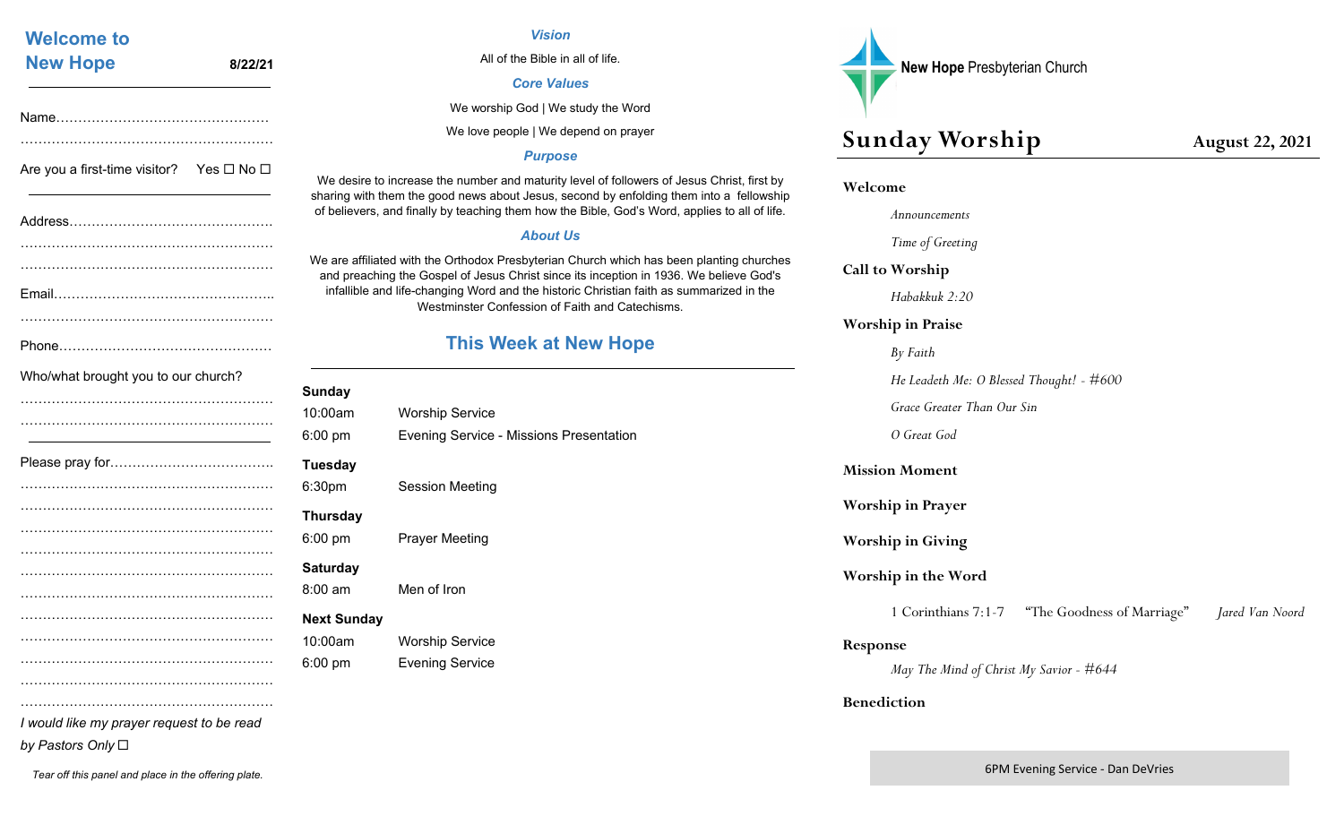## Welcome to New Hope

8/22/21

Name……………………………………………

…………………………………………………

Are you a first-time visitor? Yes ☐ No ☐

Address…………………………………………

…………………………………………………

…………………………………………………

Email……………………………………………..

…………………………………………………

Phone……………………………………………

Who/what brought you to our church?

…………………………………………………

…………………………………………………

Please pray for………………………………..

…………………………………………………

…………………………………………………

…………………………………………………

…………………………………………………

…………………………………………………

…………………………………………………

…………………………………………………

…………………………………………………

…………………………………………………

…………………………………………………

…………………………………………………

*I would like my prayer request to be read by Pastors Only* ☐

*Tear off this panel and place in the offering plate.*

### *Vision*

All of the Bible in all of life.

### *Core Values*

We worship God | We study the Word

We love people | We depend on prayer

### *Purpose*

We desire to increase the number and maturity level of followers of Jesus Christ, first by sharing with them the good news about Jesus, second by enfolding them into a fellowship of believers, and finally by teaching them how the Bible, God's Word, applies to all of life.

### *About Us*

We are affiliated with the Orthodox Presbyterian Church which has been planting churches and preaching the Gospel of Jesus Christ since its inception in 1936. We believe God's infallible and life-changing Word and the historic Christian faith as summarized in the Westminster Confession of Faith and Catechisms.

## This Week at New Hope

**Sunday**

10:00am Worship Service

6:00 pm Evening Service - Missions Presentation

**Tuesday**

6:30pm Session Meeting

**Thursday**

6:00 pm Prayer Meeting

**Saturday**

8:00 am Men of Iron

**Next Sunday**

10:00am Worship Service

6:00 pm Evening Service

**New Hope** Presbyterian Church

# Sunday Worship

**August 22, 2021**

**Welcome**

*Announcements*

*Time of Greeting*

**Call to Worship**

*Habakkuk 2:20*

**Worship in Praise**

*By Faith*

*He Leadeth Me: O Blessed Thought! - #600*

*Grace Greater Than Our Sin*

*O Great God*

**Mission Moment**

**Worship in Prayer**

**Worship in Giving**

**Worship in the Word**

1 Corinthians 7:1-7 "The Goodness of Marriage" *Jared Van Noord*

**Response**

*May The Mind of Christ My Savior - #644*

**Benediction**

6PM Evening Service - Dan DeVries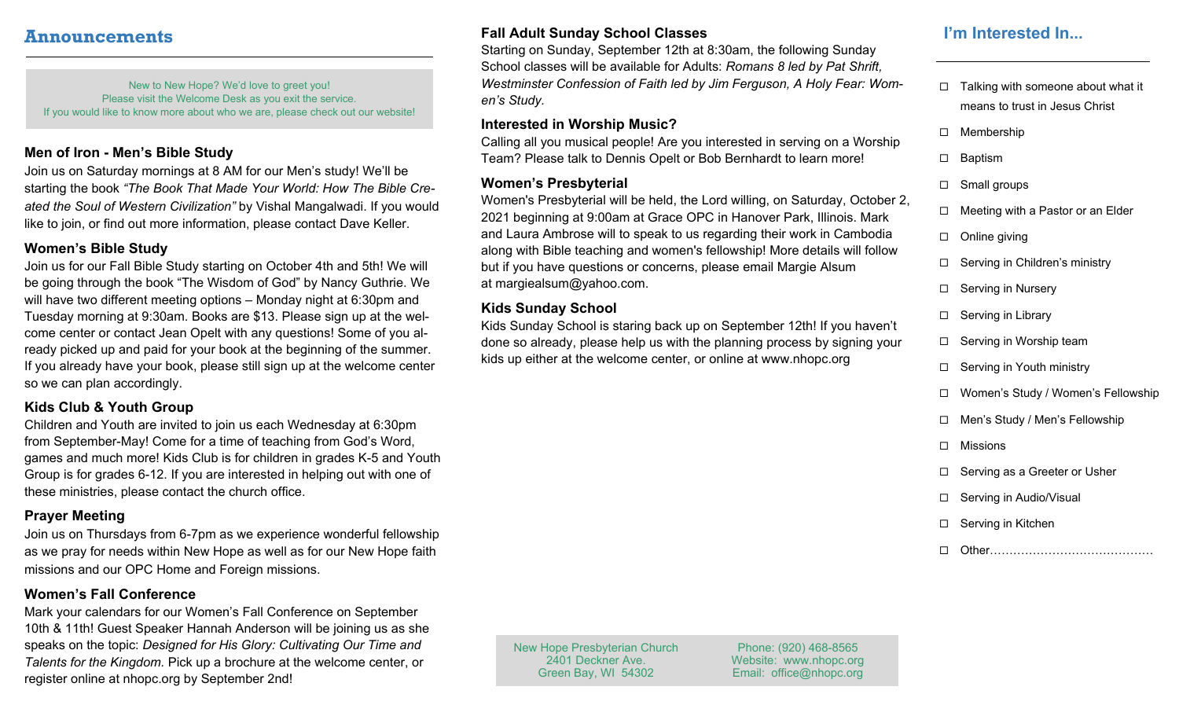## Announcements

New to New Hope? We'd love to greet you!
Please visit the Welcome Desk as you exit the service.
If you would like to know more about who we are, please check out our website!

### Men of Iron - Men's Bible Study

Join us on Saturday mornings at 8 AM for our Men's study! We'll be starting the book *"The Book That Made Your World: How The Bible Created the Soul of Western Civilization"* by Vishal Mangalwadi. If you would like to join, or find out more information, please contact Dave Keller.

### Women's Bible Study

Join us for our Fall Bible Study starting on October 4th and 5th! We will be going through the book "The Wisdom of God" by Nancy Guthrie. We will have two different meeting options – Monday night at 6:30pm and Tuesday morning at 9:30am. Books are $13. Please sign up at the welcome center or contact Jean Opelt with any questions! Some of you already picked up and paid for your book at the beginning of the summer. If you already have your book, please still sign up at the welcome center so we can plan accordingly.

### Kids Club & Youth Group

Children and Youth are invited to join us each Wednesday at 6:30pm from September-May! Come for a time of teaching from God's Word, games and much more! Kids Club is for children in grades K-5 and Youth Group is for grades 6-12. If you are interested in helping out with one of these ministries, please contact the church office.

### Prayer Meeting

Join us on Thursdays from 6-7pm as we experience wonderful fellowship as we pray for needs within New Hope as well as for our New Hope faith missions and our OPC Home and Foreign missions.

### Women's Fall Conference

Mark your calendars for our Women's Fall Conference on September 10th & 11th! Guest Speaker Hannah Anderson will be joining us as she speaks on the topic: *Designed for His Glory: Cultivating Our Time and Talents for the Kingdom.* Pick up a brochure at the welcome center, or register online at nhopc.org by September 2nd!

### Fall Adult Sunday School Classes

Starting on Sunday, September 12th at 8:30am, the following Sunday School classes will be available for Adults: *Romans 8 led by Pat Shrift, Westminster Confession of Faith led by Jim Ferguson, A Holy Fear: Women's Study.*

### Interested in Worship Music?

Calling all you musical people! Are you interested in serving on a Worship Team? Please talk to Dennis Opelt or Bob Bernhardt to learn more!

### Women's Presbyterial

Women's Presbyterial will be held, the Lord willing, on Saturday, October 2, 2021 beginning at 9:00am at Grace OPC in Hanover Park, Illinois. Mark and Laura Ambrose will to speak to us regarding their work in Cambodia along with Bible teaching and women's fellowship! More details will follow but if you have questions or concerns, please email Margie Alsum at margiealsum@yahoo.com.

### Kids Sunday School

Kids Sunday School is staring back up on September 12th! If you haven't done so already, please help us with the planning process by signing your kids up either at the welcome center, or online at www.nhopc.org

New Hope Presbyterian Church
2401 Deckner Ave.
Green Bay, WI 54302

Phone: (920) 468-8565
Website: www.nhopc.org
Email: office@nhopc.org

## I'm Interested In...

- ☐ Talking with someone about what it means to trust in Jesus Christ
- ☐ Membership
- ☐ Baptism
- ☐ Small groups
- ☐ Meeting with a Pastor or an Elder
- ☐ Online giving
- ☐ Serving in Children's ministry
- ☐ Serving in Nursery
- ☐ Serving in Library
- ☐ Serving in Worship team
- ☐ Serving in Youth ministry
- ☐ Women's Study / Women's Fellowship
- ☐ Men's Study / Men's Fellowship
- ☐ Missions
- ☐ Serving as a Greeter or Usher
- ☐ Serving in Audio/Visual
- ☐ Serving in Kitchen
- ☐ Other……………………………………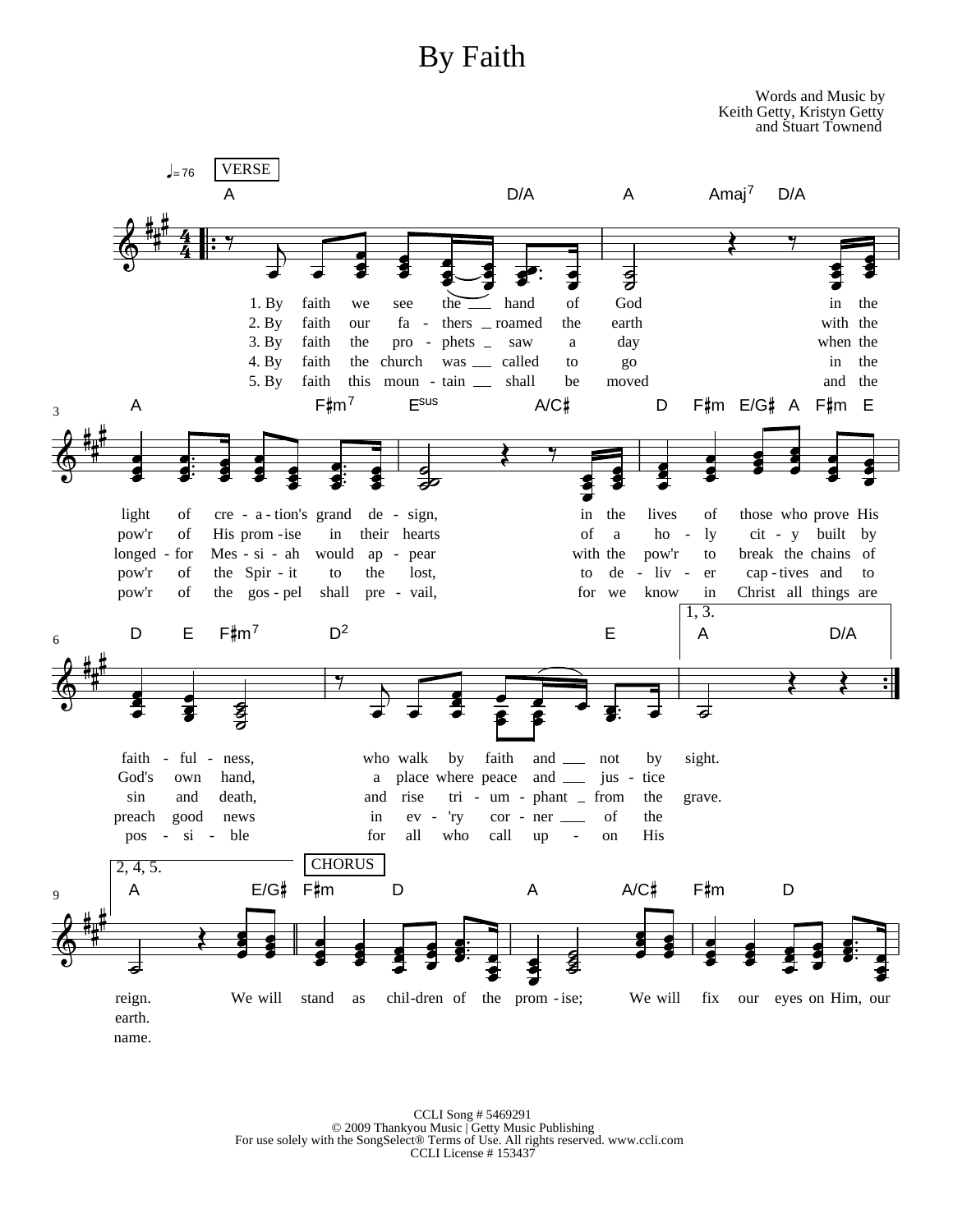# By Faith

Words and Music by
Keith Getty, Kristyn Getty
and Stuart Townend

♩= 76 VERSE

A D/A A Amaj7 D/A

1. By faith we see the hand of God in the
2. By faith our fa - thers roamed the earth with the
3. By faith the pro - phets saw a day when the
4. By faith the church was called to go in the
5. By faith this moun - tain shall be moved and the

A F♯m7 Esus A/C♯ D F♯m E/G♯ A F♯m E

light of cre - a - tion's grand de - sign, in the lives of those who prove His
pow'r of His prom - ise in their hearts of a ho - ly cit - y built by
longed - for Mes - si - ah would ap - pear with the pow'r to break the chains of
pow'r of the Spir - it to the lost, to de - liv - er cap - tives and to
pow'r of the gos - pel shall pre - vail, for we know in Christ all things are

D E F♯m7 D2 E 1, 3. A D/A

faith - ful - ness, who walk by faith and not by sight.
God's own hand, a place where peace and jus - tice
sin and death, and rise tri - um - phant from the grave.
preach good news in ev - 'ry cor - ner of the
pos - si - ble for all who call up - on His

2, 4, 5. A E/G♯ CHORUS F♯m D A A/C♯ F♯m D

reign. We will stand as chil - dren of the prom - ise; We will fix our eyes on Him, our
earth.
name.

CCLI Song # 5469291
© 2009 Thankyou Music | Getty Music Publishing
For use solely with the SongSelect® Terms of Use. All rights reserved. www.ccli.com
CCLI License # 153437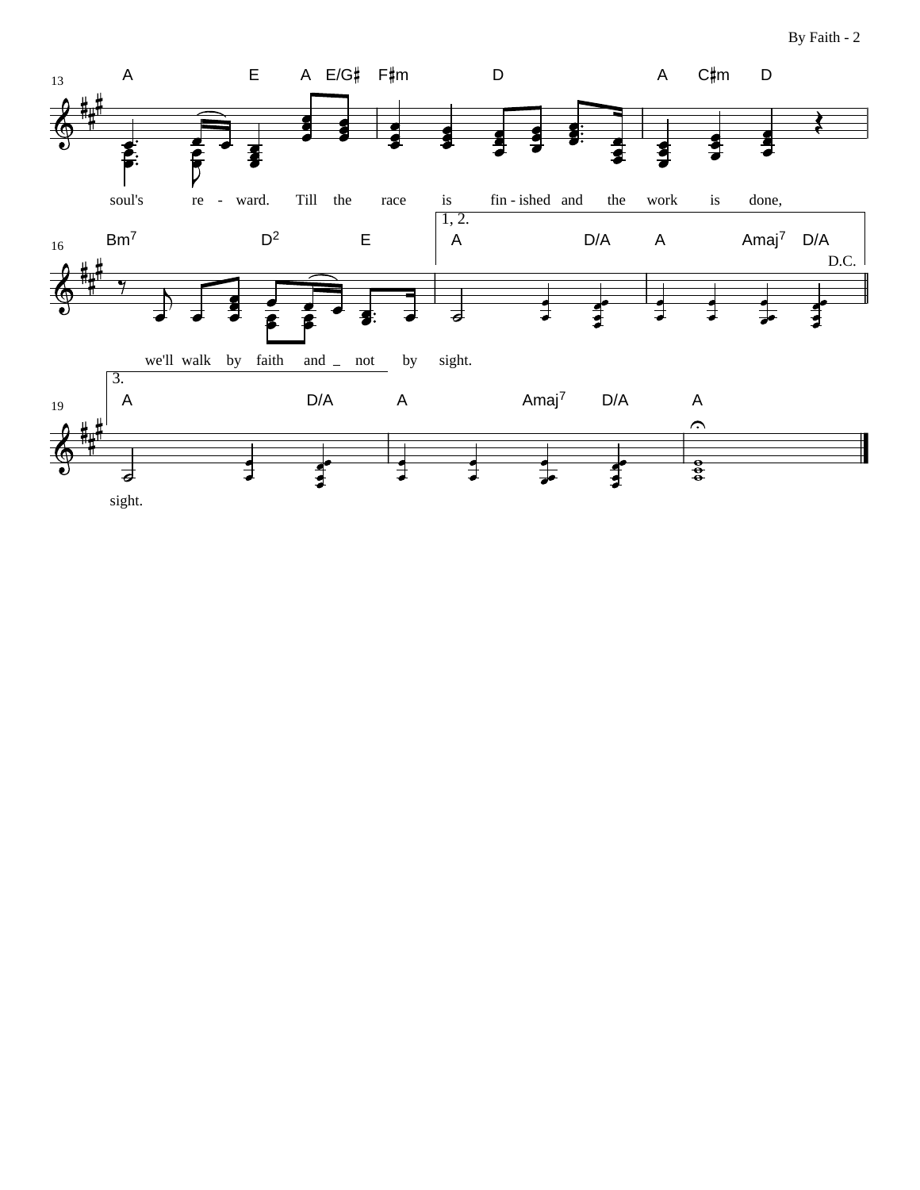A E A E/G♯ F♯m D A C♯m D

soul's re - ward. Till the race is fin - ished and the work is done,

Bm7 D2 E | 1, 2. A D/A A Amaj7 D/A D.C.

we'll walk by faith and _ not by sight.

3. A D/A A Amaj7 D/A A

sight.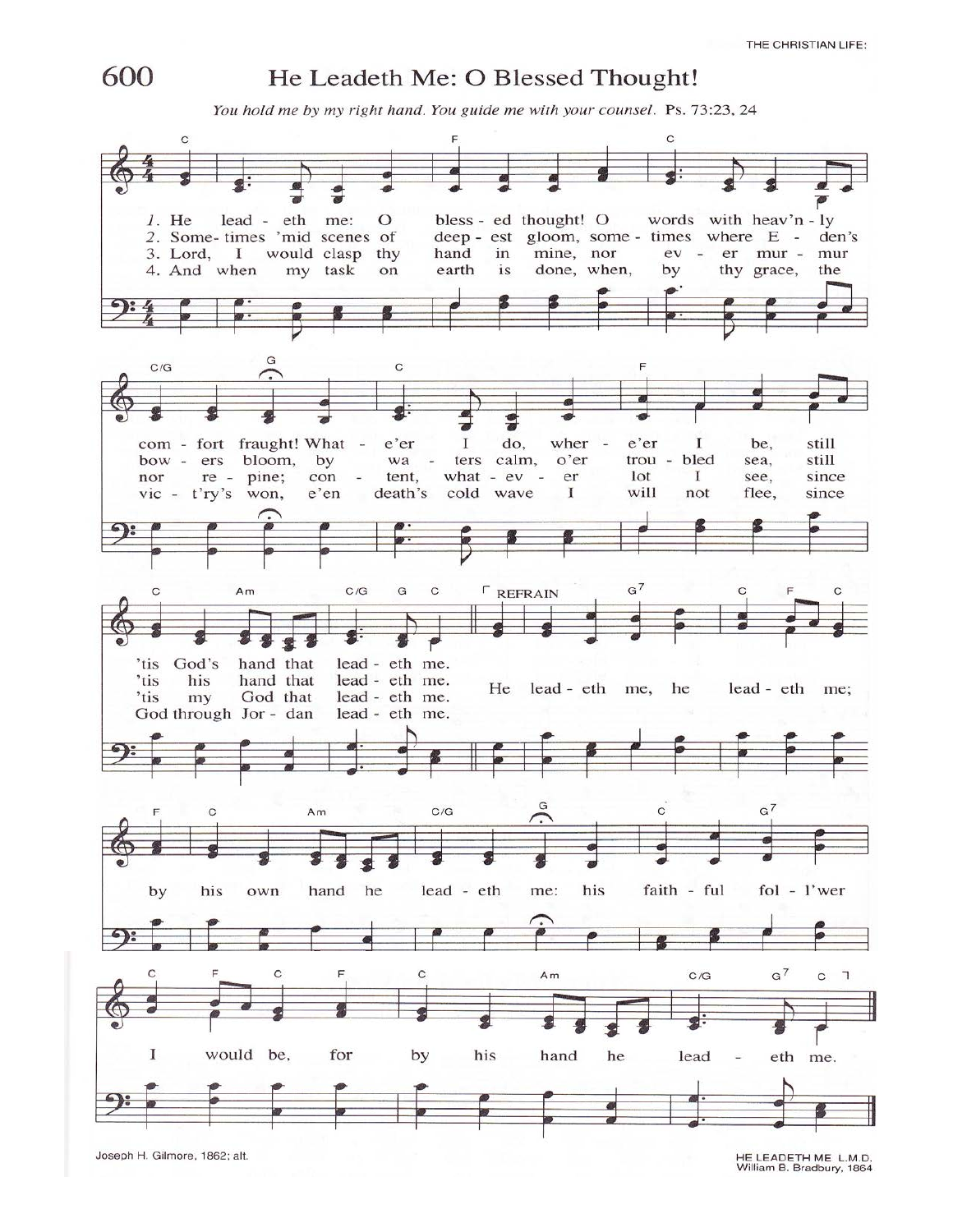# 600 He Leadeth Me: O Blessed Thought!

*You hold me by my right hand. You guide me with your counsel.* Ps. 73:23, 24

1. He leadeth me: O blessed thought! O words with heav'nly comfort fraught! What-e'er I do, where-e'er I be, still 'tis God's hand that leadeth me.

2. Sometimes 'mid scenes of deepest gloom, sometimes where Eden's bowers bloom, by waters calm, o'er troubled sea, still 'tis his hand that leadeth me.

3. Lord, I would clasp thy hand in mine, nor ever murmur nor repine; content, whatever lot I see, since 'tis my God that leadeth me.

4. And when my task on earth is done, when, by thy grace, the vict'ry's won, e'en death's cold wave I will not flee, since God through Jordan leadeth me.

REFRAIN

He leadeth me, he leadeth me; by his own hand he leadeth me: his faithful foll'wer I would be, for by his hand he leadeth me.

Joseph H. Gilmore, 1862; alt.

HE LEADETH ME L.M.D.
William B. Bradbury, 1864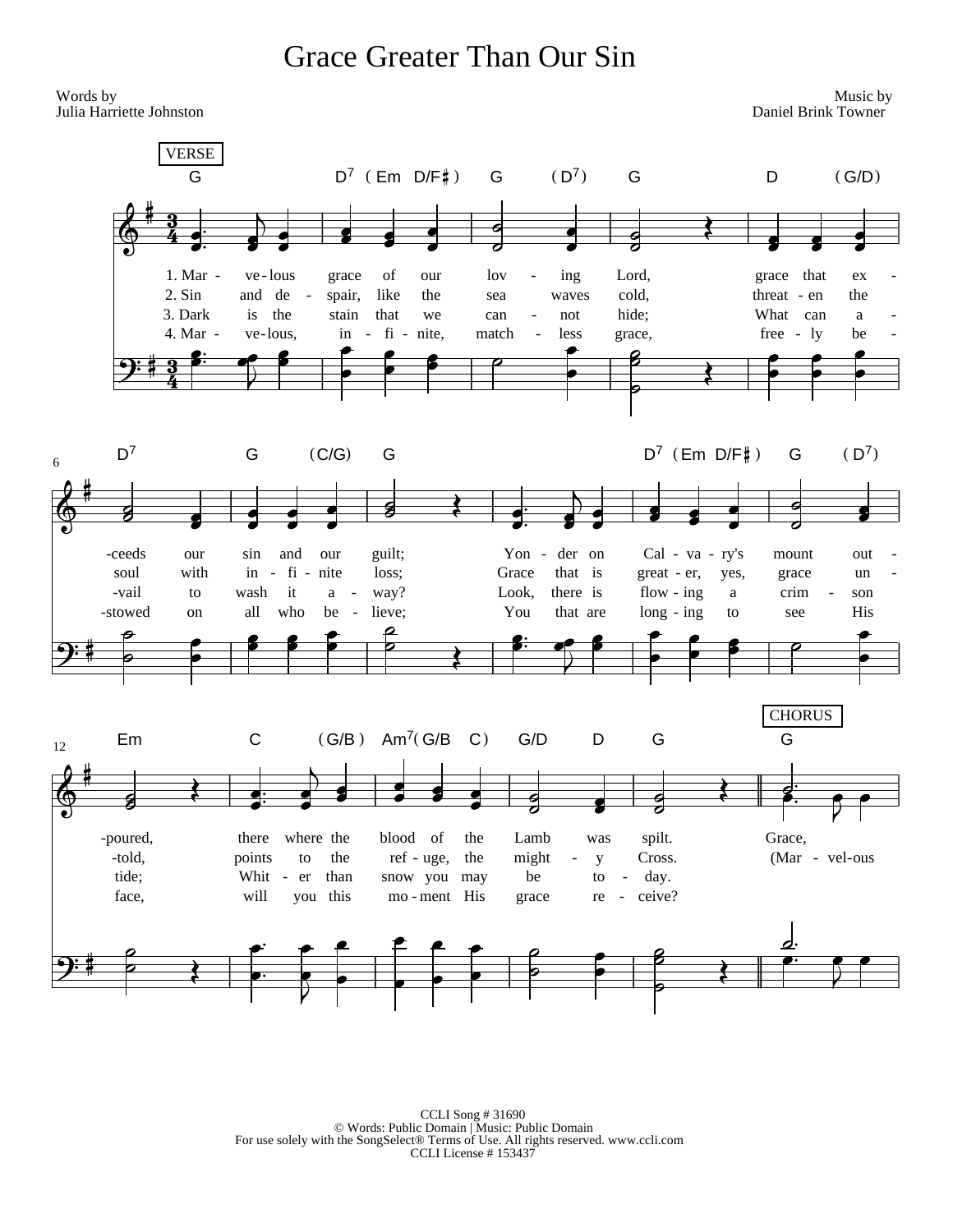# Grace Greater Than Our Sin

Words by
Julia Harriette Johnston

Music by
Daniel Brink Towner

VERSE

1. Marvelous grace of our loving Lord, grace that exceeds our sin and our guilt; Yonder on Calvary's mount outpoured, there where the blood of the Lamb was spilt.

2. Sin and despair, like the sea waves cold, threaten the soul with infinite loss; Grace that is greater, yes, grace untold, points to the refuge, the mighty Cross.

3. Dark is the stain that we cannot hide; What can avail to wash it away? Look, there is flowing a crimson tide; Whiter than snow you may be today.

4. Marvelous, infinite, matchless grace, freely bestowed on all who believe; You that are longing to see His face, will you this moment His grace receive?

CHORUS

Grace, (Marvelous

CCLI Song # 31690
© Words: Public Domain | Music: Public Domain
For use solely with the SongSelect® Terms of Use. All rights reserved. www.ccli.com
CCLI License # 153437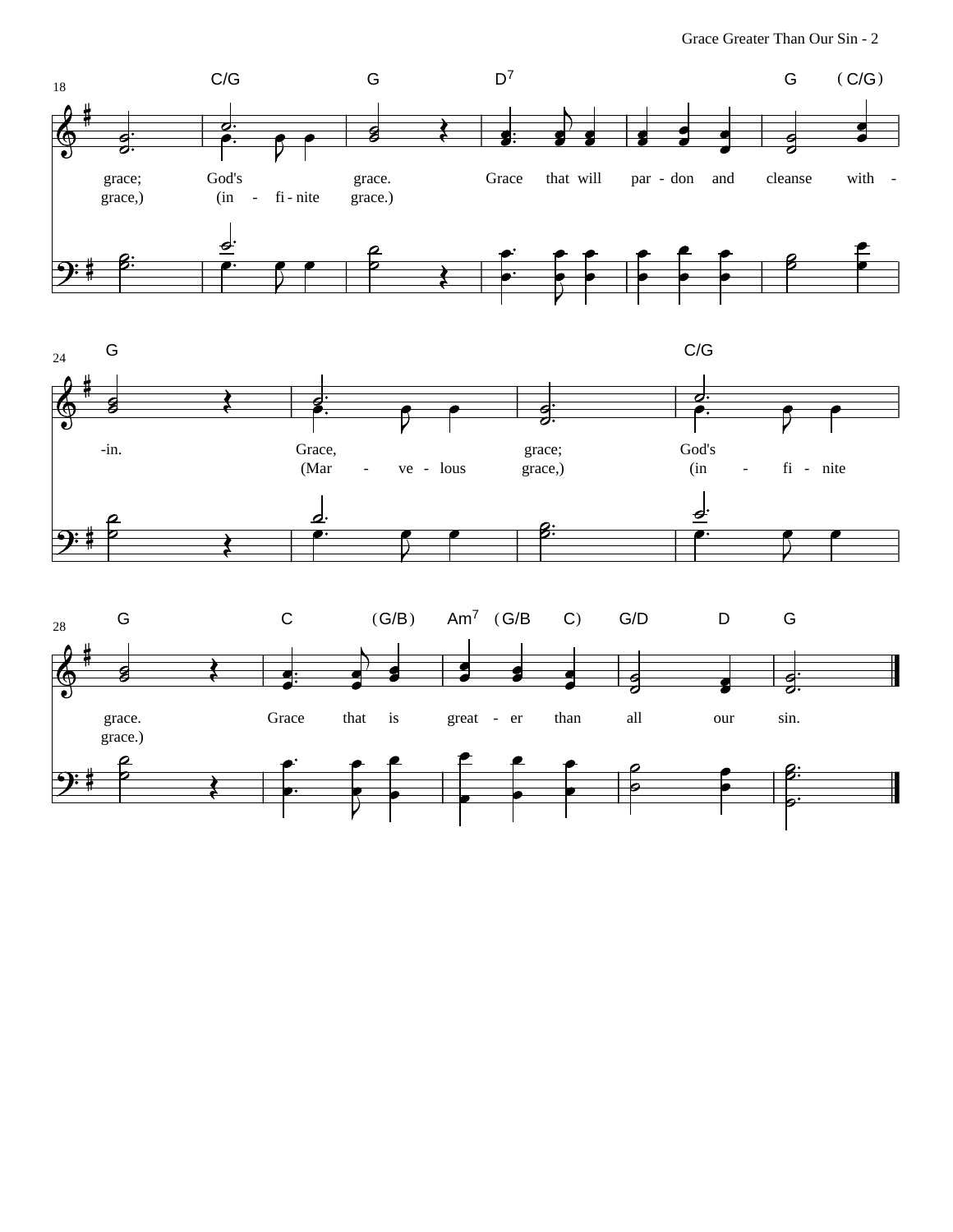18

C/G G D7 G (C/G)

grace; God's grace. Grace that will par - don and cleanse with -

grace,) (in - fi - nite grace.)

24

G C/G

-in. Grace, grace; God's

(Mar - ve - lous grace,) (in - fi - nite

28

G C (G/B) Am7 (G/B C) G/D D G

grace. Grace that is great - er than all our sin.

grace.)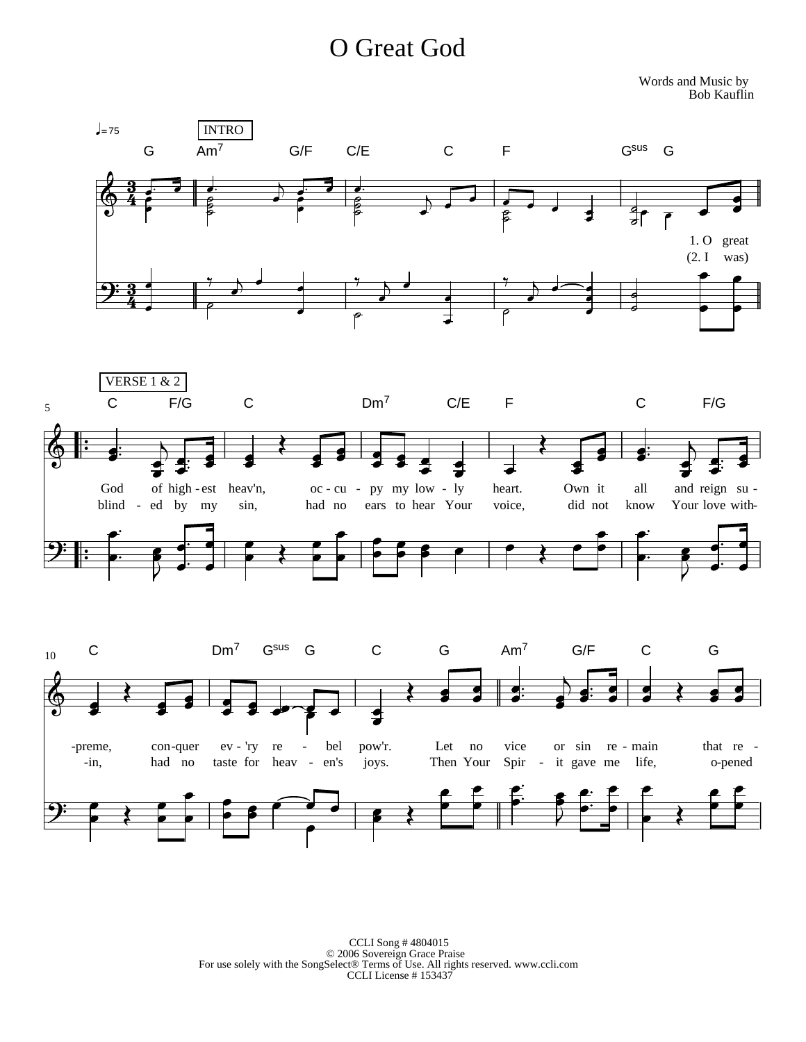# O Great God

Words and Music by
Bob Kauflin

♩=75

INTRO

G Am7 G/F C/E C F Gsus G

1. O great
(2. I was)

VERSE 1 & 2

C F/G C Dm7 C/E F C F/G

God of high - est heav'n, oc - cu - py my low - ly heart. Own it all and reign su -
blind - ed by my sin, had no ears to hear Your voice, did not know Your love with-

C Dm7 Gsus G C G Am7 G/F C G

-preme, con - quer ev - 'ry re - bel pow'r. Let no vice or sin re - main that re -
-in, had no taste for heav - en's joys. Then Your Spir - it gave me life, o-pened

CCLI Song # 4804015
© 2006 Sovereign Grace Praise
For use solely with the SongSelect® Terms of Use. All rights reserved. www.ccli.com
CCLI License # 153437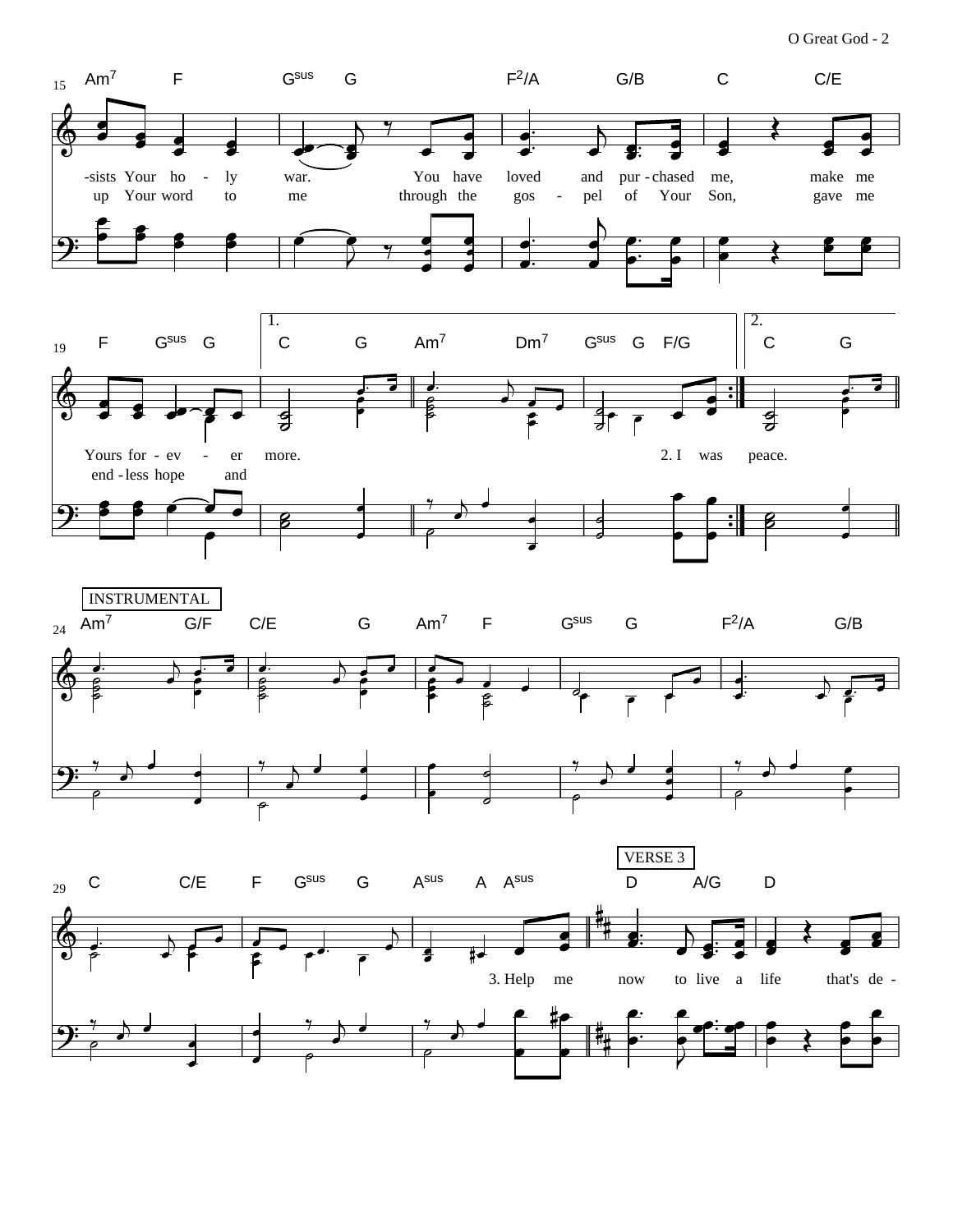**Measure 15**

Am7 F Gsus G F2/A G/B C C/E

-sists Your ho - ly war. You have loved and pur - chased me, make me

up Your word to me through the gos - pel of Your Son, gave me

**Measure 19**

F Gsus G | 1. C G Am7 Dm7 Gsus G F/G | 2. C G

Yours for - ev - er more. 2. I was peace.

end - less hope and

**Measure 24** — INSTRUMENTAL

Am7 G/F C/E G Am7 F Gsus G F2/A G/B

**Measure 29**

C C/E F Gsus G Asus A Asus | VERSE 3 D A/G D

3. Help me now to live a life that's de -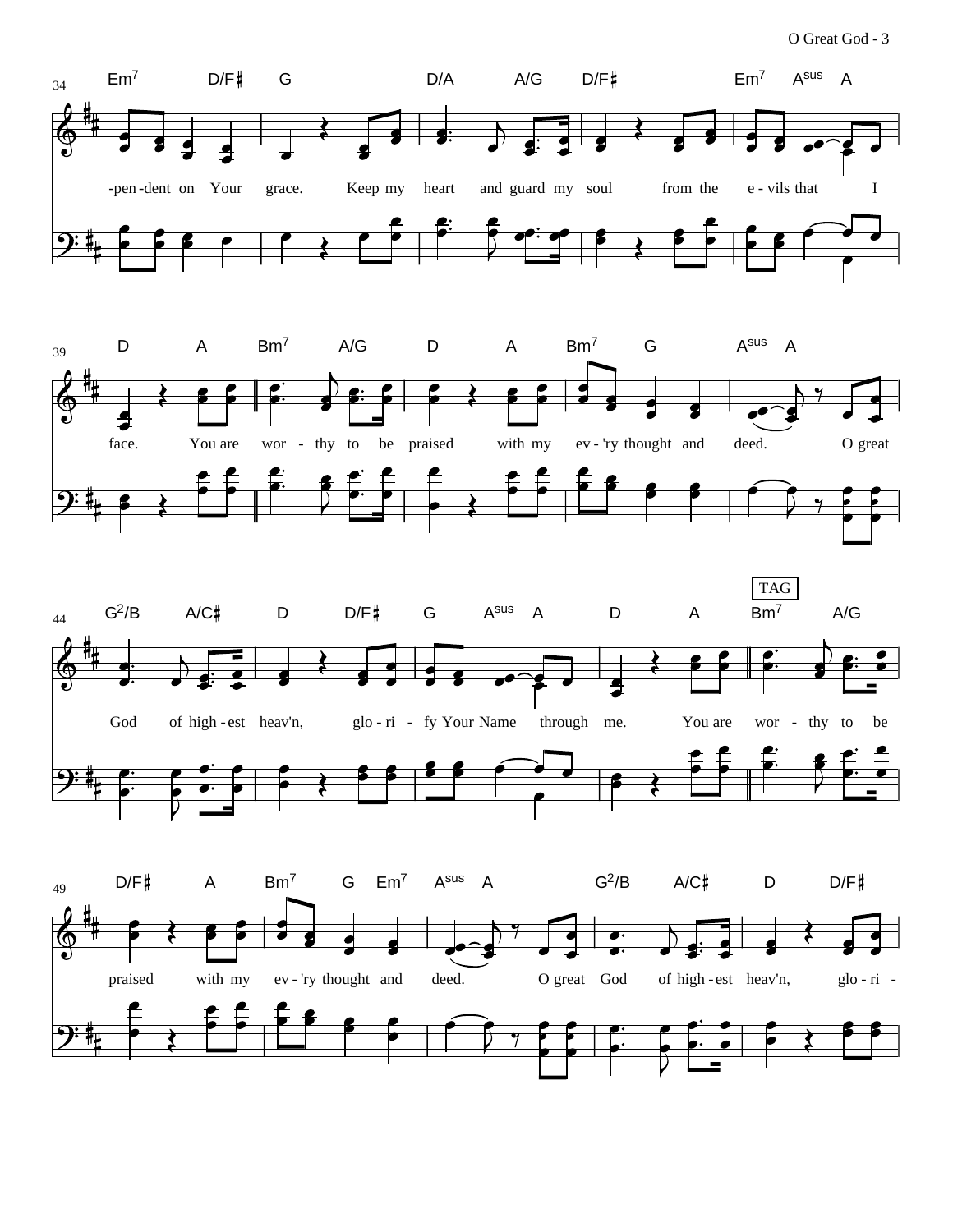34

Em7 D/F♯ G D/A A/G D/F♯ Em7 Asus A

-pen-dent on Your grace. Keep my heart and guard my soul from the e-vils that I

39

D A Bm7 A/G D A Bm7 G Asus A

face. You are wor - thy to be praised with my ev-'ry thought and deed. O great

44

TAG

G2/B A/C♯ D D/F♯ G Asus A D A Bm7 A/G

God of high-est heav'n, glo-ri - fy Your Name through me. You are wor - thy to be

49

D/F♯ A Bm7 G Em7 Asus A G2/B A/C♯ D D/F♯

praised with my ev-'ry thought and deed. O great God of high-est heav'n, glo-ri -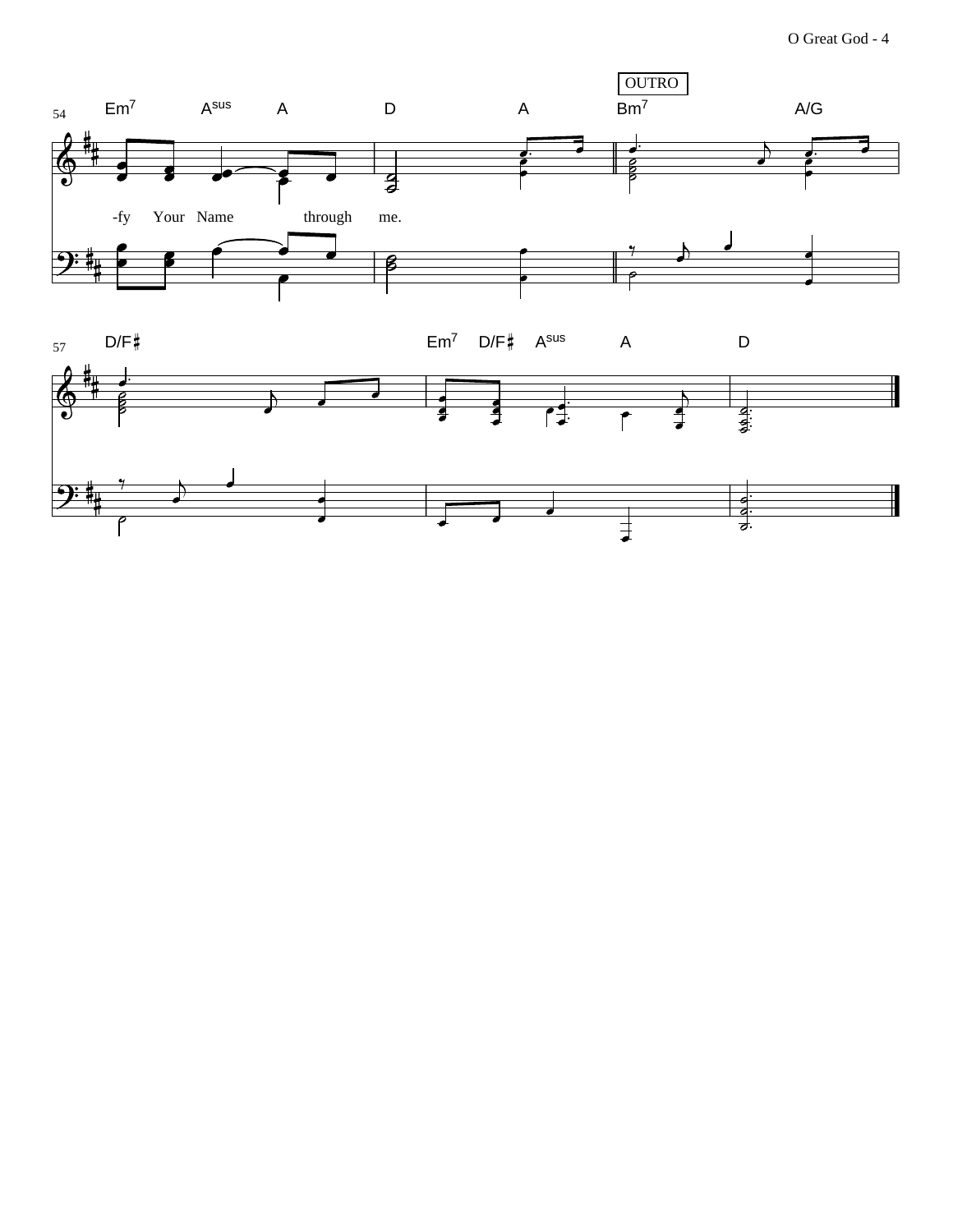OUTRO

Em7 Asus A D A Bm7 A/G

-fy Your Name through me.

D/F♯ Em7 D/F♯ Asus A D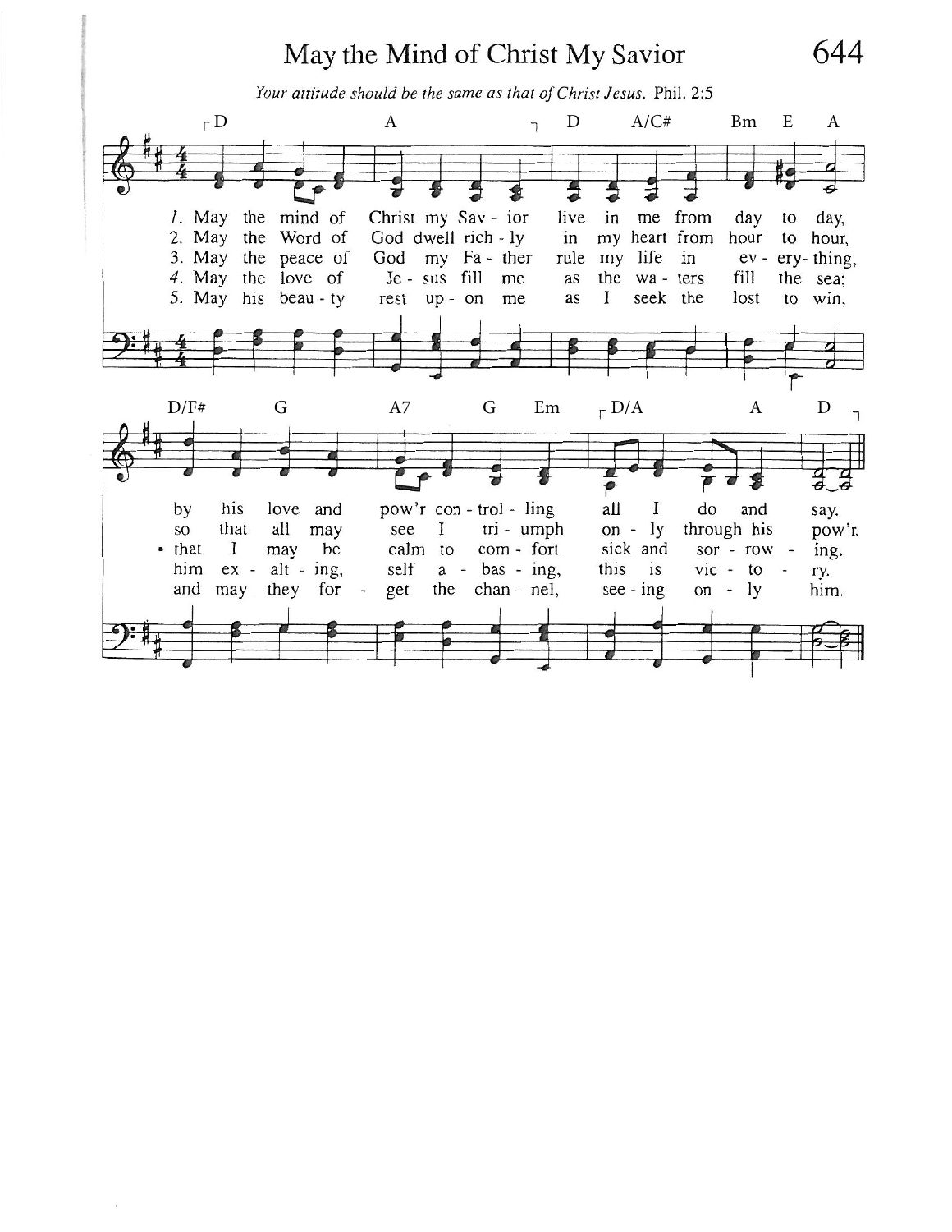# May the Mind of Christ My Savior

*Your attitude should be the same as that of Christ Jesus.* Phil. 2:5

1. May the mind of Christ my Savior live in me from day to day, by his love and pow'r controlling all I do and say.

2. May the Word of God dwell richly in my heart from hour to hour, so that all may see I triumph only through his pow'r.

3. May the peace of God my Father rule my life in everything, that I may be calm to comfort sick and sorrowing.

4. May the love of Jesus fill me as the waters fill the sea; him exalting, self abasing, this is victory.

5. May his beauty rest upon me as I seek the lost to win, and may they forget the channel, seeing only him.